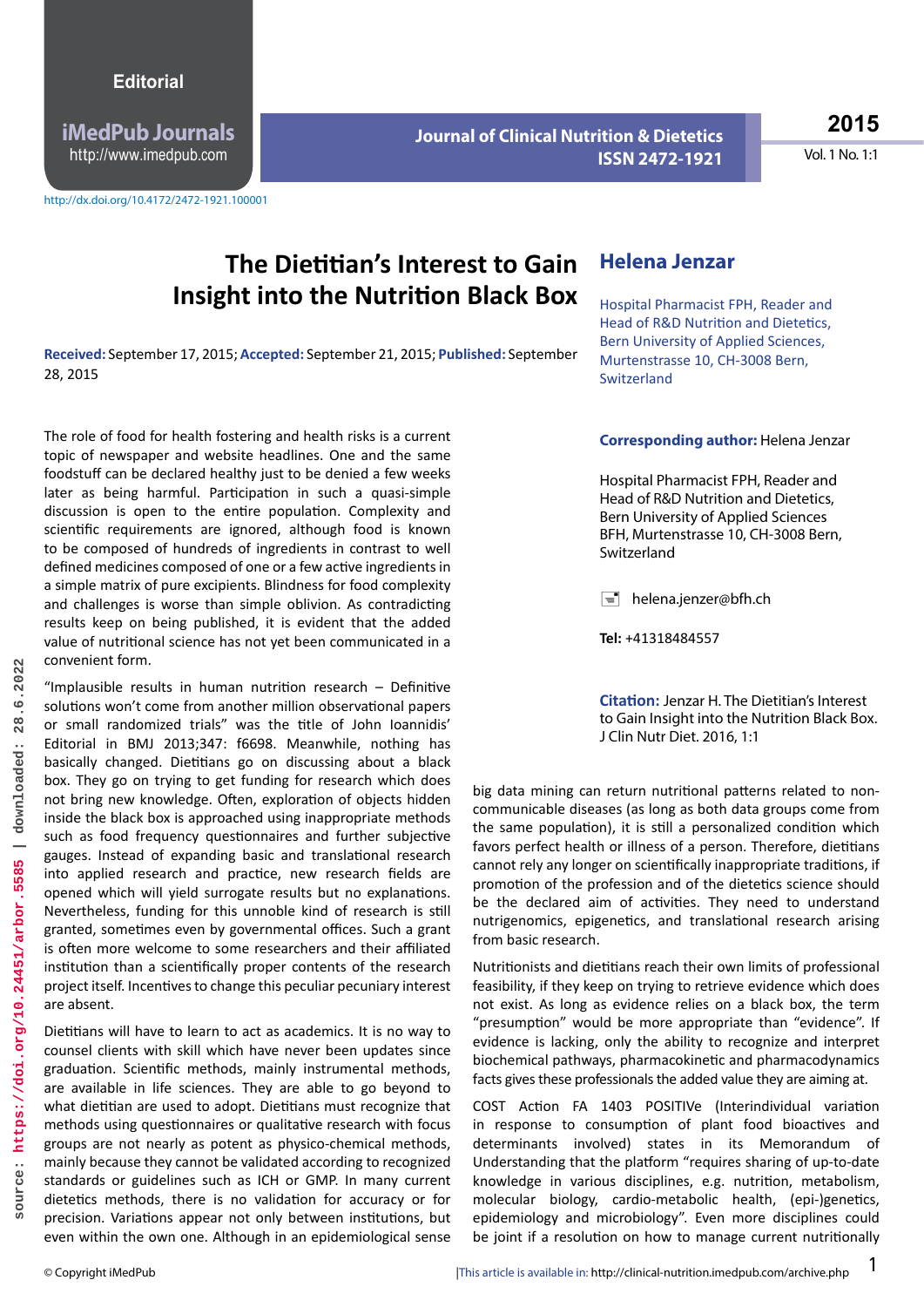Editorial

http://dx.doi.org/10.4172/2472-1921.100001

# The Dietitian's Interest to Gain Insight into the Nutrition Black Box

**Received:** September 17, 2015; **Accepted:** September 21, 2015; **Published:** September 28, 2015

## Helena Jenzar

Hospital Pharmacist FPH, Reader and Head of R&D Nutrition and Dietetics, Bern University of Applied Sciences, Murtenstrasse 10, CH-3008 Bern, Switzerland

**Corresponding author:** Helena Jenzar

Hospital Pharmacist FPH, Reader and Head of R&D Nutrition and Dietetics, Bern University of Applied Sciences BFH, Murtenstrasse 10, CH-3008 Bern, Switzerland

helena.jenzer@bfh.ch

**Tel:** +41318484557

**Citation:** Jenzar H. The Dietitian's Interest to Gain Insight into the Nutrition Black Box. J Clin Nutr Diet. 2016, 1:1

The role of food for health fostering and health risks is a current topic of newspaper and website headlines. One and the same foodstuff can be declared healthy just to be denied a few weeks later as being harmful. Participation in such a quasi-simple discussion is open to the entire population. Complexity and scientific requirements are ignored, although food is known to be composed of hundreds of ingredients in contrast to well defined medicines composed of one or a few active ingredients in a simple matrix of pure excipients. Blindness for food complexity and challenges is worse than simple oblivion. As contradicting results keep on being published, it is evident that the added value of nutritional science has not yet been communicated in a convenient form.

"Implausible results in human nutrition research – Definitive solutions won't come from another million observational papers or small randomized trials" was the title of John Ioannidis' Editorial in BMJ 2013;347: f6698. Meanwhile, nothing has basically changed. Dietitians go on discussing about a black box. They go on trying to get funding for research which does not bring new knowledge. Often, exploration of objects hidden inside the black box is approached using inappropriate methods such as food frequency questionnaires and further subjective gauges. Instead of expanding basic and translational research into applied research and practice, new research fields are opened which will yield surrogate results but no explanations. Nevertheless, funding for this unnoble kind of research is still granted, sometimes even by governmental offices. Such a grant is often more welcome to some researchers and their affiliated institution than a scientifically proper contents of the research project itself. Incentives to change this peculiar pecuniary interest are absent.

Dietitians will have to learn to act as academics. It is no way to counsel clients with skill which have never been updates since graduation. Scientific methods, mainly instrumental methods, are available in life sciences. They are able to go beyond to what dietitian are used to adopt. Dietitians must recognize that methods using questionnaires or qualitative research with focus groups are not nearly as potent as physico-chemical methods, mainly because they cannot be validated according to recognized standards or guidelines such as ICH or GMP. In many current dietetics methods, there is no validation for accuracy or for precision. Variations appear not only between institutions, but even within the own one. Although in an epidemiological sense big data mining can return nutritional patterns related to non-communicable diseases (as long as both data groups come from the same population), it is still a personalized condition which favors perfect health or illness of a person. Therefore, dietitians cannot rely any longer on scientifically inappropriate traditions, if promotion of the profession and of the dietetics science should be the declared aim of activities. They need to understand nutrigenomics, epigenetics, and translational research arising from basic research.

Nutritionists and dietitians reach their own limits of professional feasibility, if they keep on trying to retrieve evidence which does not exist. As long as evidence relies on a black box, the term "presumption" would be more appropriate than "evidence". If evidence is lacking, only the ability to recognize and interpret biochemical pathways, pharmacokinetic and pharmacodynamics facts gives these professionals the added value they are aiming at.

COST Action FA 1403 POSITIVe (Interindividual variation in response to consumption of plant food bioactives and determinants involved) states in its Memorandum of Understanding that the platform "requires sharing of up-to-date knowledge in various disciplines, e.g. nutrition, metabolism, molecular biology, cardio-metabolic health, (epi-)genetics, epidemiology and microbiology". Even more disciplines could be joint if a resolution on how to manage current nutritionally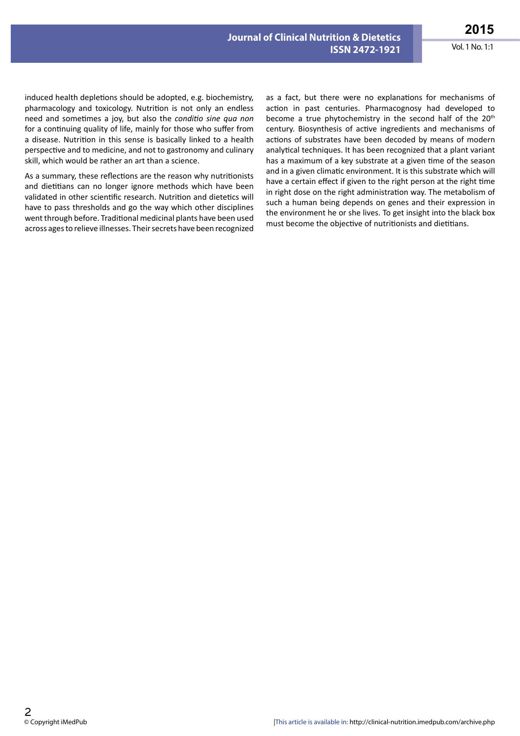induced health depletions should be adopted, e.g. biochemistry, pharmacology and toxicology. Nutrition is not only an endless need and sometimes a joy, but also the *conditio sine qua non* for a continuing quality of life, mainly for those who suffer from a disease. Nutrition in this sense is basically linked to a health perspective and to medicine, and not to gastronomy and culinary skill, which would be rather an art than a science.

As a summary, these reflections are the reason why nutritionists and dietitians can no longer ignore methods which have been validated in other scientific research. Nutrition and dietetics will have to pass thresholds and go the way which other disciplines went through before. Traditional medicinal plants have been used across ages to relieve illnesses. Their secrets have been recognized as a fact, but there were no explanations for mechanisms of action in past centuries. Pharmacognosy had developed to become a true phytochemistry in the second half of the 20th century. Biosynthesis of active ingredients and mechanisms of actions of substrates have been decoded by means of modern analytical techniques. It has been recognized that a plant variant has a maximum of a key substrate at a given time of the season and in a given climatic environment. It is this substrate which will have a certain effect if given to the right person at the right time in right dose on the right administration way. The metabolism of such a human being depends on genes and their expression in the environment he or she lives. To get insight into the black box must become the objective of nutritionists and dietitians.